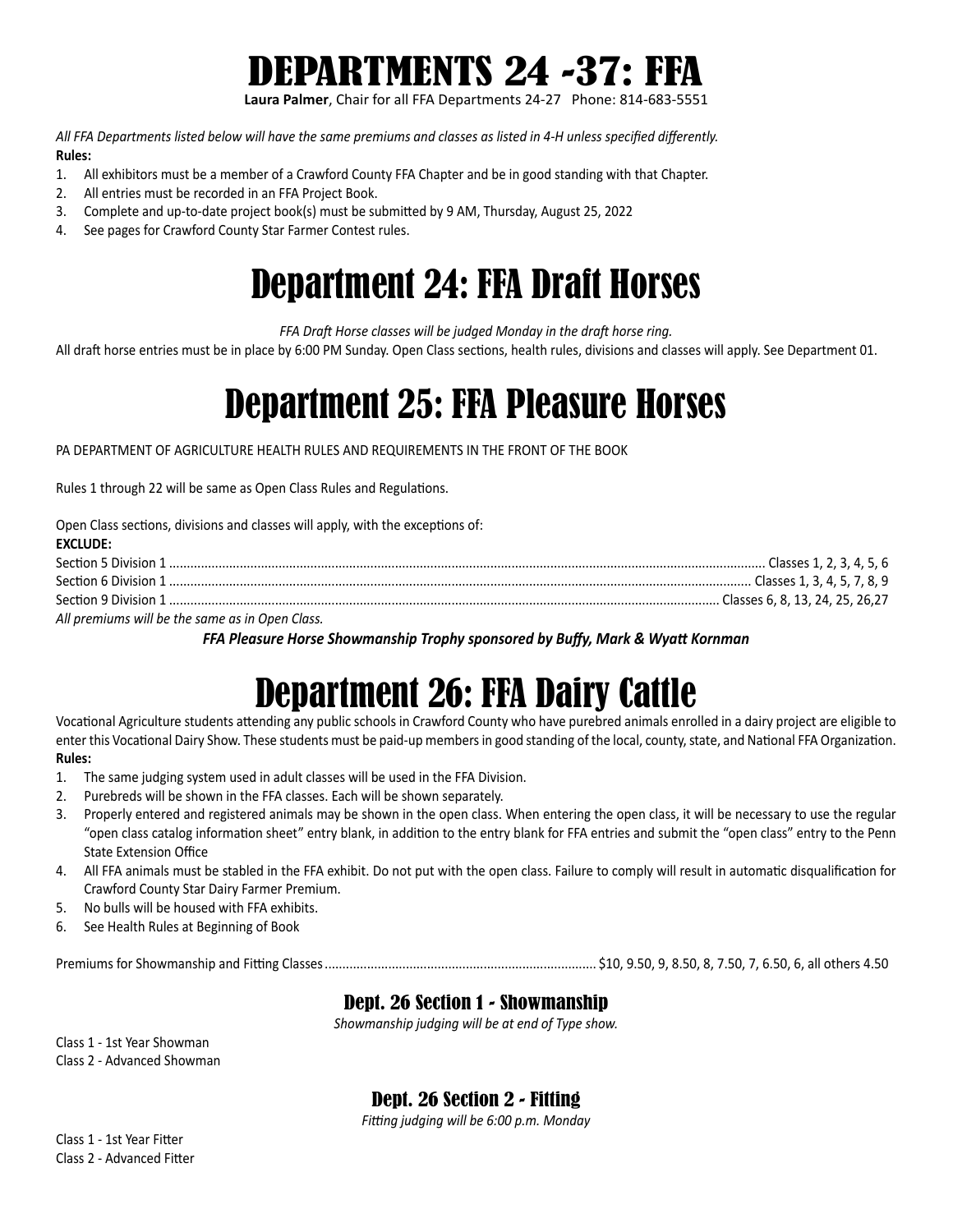# DEPARTMENTS 24 -37: FFA

**Laura Palmer**, Chair for all FFA Departments 24-27 Phone: 814-683-5551

*All FFA Departments listed below will have the same premiums and classes as listed in 4-H unless specified differently.*

**Rules:**

1. All exhibitors must be a member of a Crawford County FFA Chapter and be in good standing with that Chapter.
2. All entries must be recorded in an FFA Project Book.
3. Complete and up-to-date project book(s) must be submitted by 9 AM, Thursday, August 25, 2022
4. See pages for Crawford County Star Farmer Contest rules.

# Department 24: FFA Draft Horses

*FFA Draft Horse classes will be judged Monday in the draft horse ring.*

All draft horse entries must be in place by 6:00 PM Sunday. Open Class sections, health rules, divisions and classes will apply. See Department 01.

# Department 25: FFA Pleasure Horses

PA DEPARTMENT OF AGRICULTURE HEALTH RULES AND REQUIREMENTS IN THE FRONT OF THE BOOK

Rules 1 through 22 will be same as Open Class Rules and Regulations.

Open Class sections, divisions and classes will apply, with the exceptions of:

**EXCLUDE:**

Section 5 Division 1 ........ Classes 1, 2, 3, 4, 5, 6
Section 6 Division 1 ........ Classes 1, 3, 4, 5, 7, 8, 9
Section 9 Division 1 ........ Classes 6, 8, 13, 24, 25, 26,27

*All premiums will be the same as in Open Class.*

***FFA Pleasure Horse Showmanship Trophy sponsored by Buffy, Mark & Wyatt Kornman***

# Department 26: FFA Dairy Cattle

Vocational Agriculture students attending any public schools in Crawford County who have purebred animals enrolled in a dairy project are eligible to enter this Vocational Dairy Show. These students must be paid-up members in good standing of the local, county, state, and National FFA Organization.

**Rules:**

1. The same judging system used in adult classes will be used in the FFA Division.
2. Purebreds will be shown in the FFA classes. Each will be shown separately.
3. Properly entered and registered animals may be shown in the open class. When entering the open class, it will be necessary to use the regular "open class catalog information sheet" entry blank, in addition to the entry blank for FFA entries and submit the "open class" entry to the Penn State Extension Office
4. All FFA animals must be stabled in the FFA exhibit. Do not put with the open class. Failure to comply will result in automatic disqualification for Crawford County Star Dairy Farmer Premium.
5. No bulls will be housed with FFA exhibits.
6. See Health Rules at Beginning of Book

Premiums for Showmanship and Fitting Classes ........ $10, 9.50, 9, 8.50, 8, 7.50, 7, 6.50, 6, all others 4.50

### Dept. 26 Section 1 - Showmanship

*Showmanship judging will be at end of Type show.*

Class 1 - 1st Year Showman
Class 2 - Advanced Showman

### Dept. 26 Section 2 - Fitting

*Fitting judging will be 6:00 p.m. Monday*

Class 1 - 1st Year Fitter
Class 2 - Advanced Fitter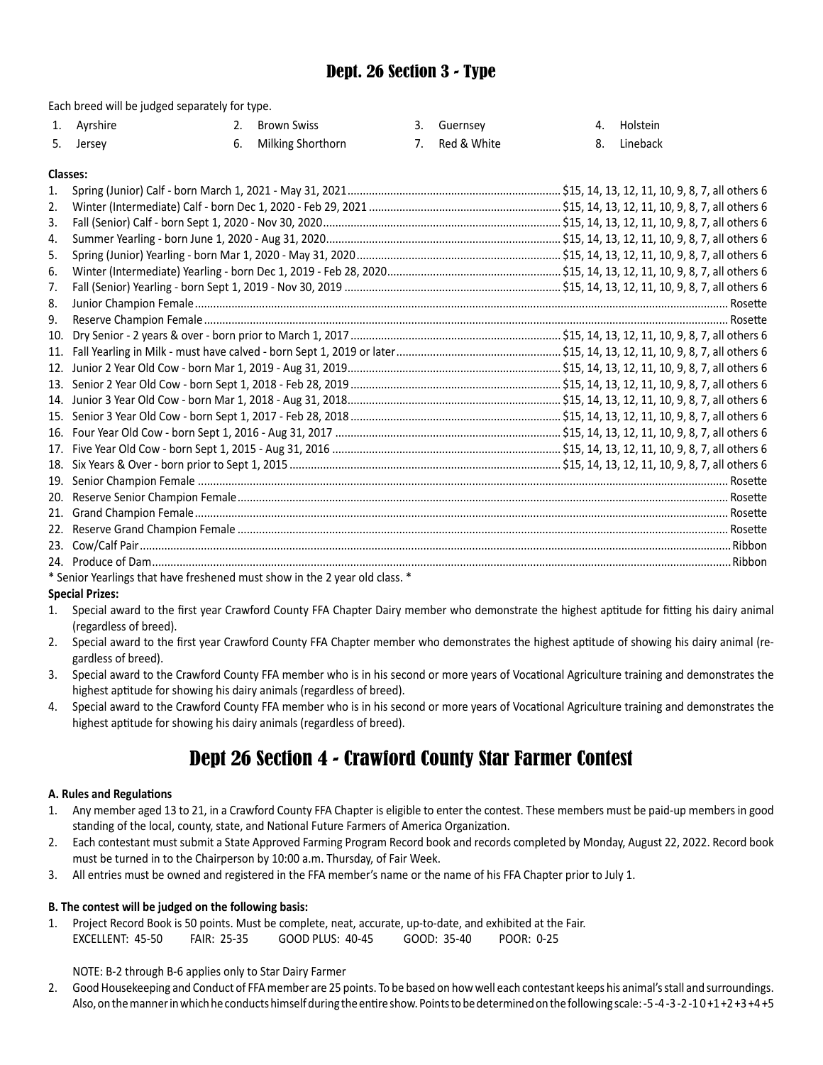## Dept. 26 Section 3 - Type

Each breed will be judged separately for type.

| | | | |
|---|---|---|---|
| 1. Ayrshire | 2. Brown Swiss | 3. Guernsey | 4. Holstein |
| 5. Jersey | 6. Milking Shorthorn | 7. Red & White | 8. Lineback |

**Classes:**

1. Spring (Junior) Calf - born March 1, 2021 - May 31, 2021 .......... $15, 14, 13, 12, 11, 10, 9, 8, 7, all others 6
2. Winter (Intermediate) Calf - born Dec 1, 2020 - Feb 29, 2021 .......... $15, 14, 13, 12, 11, 10, 9, 8, 7, all others 6
3. Fall (Senior) Calf - born Sept 1, 2020 - Nov 30, 2020 .......... $15, 14, 13, 12, 11, 10, 9, 8, 7, all others 6
4. Summer Yearling - born June 1, 2020 - Aug 31, 2020 .......... $15, 14, 13, 12, 11, 10, 9, 8, 7, all others 6
5. Spring (Junior) Yearling - born Mar 1, 2020 - May 31, 2020 .......... $15, 14, 13, 12, 11, 10, 9, 8, 7, all others 6
6. Winter (Intermediate) Yearling - born Dec 1, 2019 - Feb 28, 2020 .......... $15, 14, 13, 12, 11, 10, 9, 8, 7, all others 6
7. Fall (Senior) Yearling - born Sept 1, 2019 - Nov 30, 2019 .......... $15, 14, 13, 12, 11, 10, 9, 8, 7, all others 6
8. Junior Champion Female .......... Rosette
9. Reserve Champion Female .......... Rosette
10. Dry Senior - 2 years & over - born prior to March 1, 2017 .......... $15, 14, 13, 12, 11, 10, 9, 8, 7, all others 6
11. Fall Yearling in Milk - must have calved - born Sept 1, 2019 or later .......... $15, 14, 13, 12, 11, 10, 9, 8, 7, all others 6
12. Junior 2 Year Old Cow - born Mar 1, 2019 - Aug 31, 2019 .......... $15, 14, 13, 12, 11, 10, 9, 8, 7, all others 6
13. Senior 2 Year Old Cow - born Sept 1, 2018 - Feb 28, 2019 .......... $15, 14, 13, 12, 11, 10, 9, 8, 7, all others 6
14. Junior 3 Year Old Cow - born Mar 1, 2018 - Aug 31, 2018 .......... $15, 14, 13, 12, 11, 10, 9, 8, 7, all others 6
15. Senior 3 Year Old Cow - born Sept 1, 2017 - Feb 28, 2018 .......... $15, 14, 13, 12, 11, 10, 9, 8, 7, all others 6
16. Four Year Old Cow - born Sept 1, 2016 - Aug 31, 2017 .......... $15, 14, 13, 12, 11, 10, 9, 8, 7, all others 6
17. Five Year Old Cow - born Sept 1, 2015 - Aug 31, 2016 .......... $15, 14, 13, 12, 11, 10, 9, 8, 7, all others 6
18. Six Years & Over - born prior to Sept 1, 2015 .......... $15, 14, 13, 12, 11, 10, 9, 8, 7, all others 6
19. Senior Champion Female .......... Rosette
20. Reserve Senior Champion Female .......... Rosette
21. Grand Champion Female .......... Rosette
22. Reserve Grand Champion Female .......... Rosette
23. Cow/Calf Pair .......... Ribbon
24. Produce of Dam .......... Ribbon

\* Senior Yearlings that have freshened must show in the 2 year old class. \*

**Special Prizes:**

1. Special award to the first year Crawford County FFA Chapter Dairy member who demonstrate the highest aptitude for fitting his dairy animal (regardless of breed).
2. Special award to the first year Crawford County FFA Chapter member who demonstrates the highest aptitude of showing his dairy animal (regardless of breed).
3. Special award to the Crawford County FFA member who is in his second or more years of Vocational Agriculture training and demonstrates the highest aptitude for showing his dairy animals (regardless of breed).
4. Special award to the Crawford County FFA member who is in his second or more years of Vocational Agriculture training and demonstrates the highest aptitude for showing his dairy animals (regardless of breed).

## Dept 26 Section 4 - Crawford County Star Farmer Contest

**A. Rules and Regulations**

1. Any member aged 13 to 21, in a Crawford County FFA Chapter is eligible to enter the contest. These members must be paid-up members in good standing of the local, county, state, and National Future Farmers of America Organization.
2. Each contestant must submit a State Approved Farming Program Record book and records completed by Monday, August 22, 2022. Record book must be turned in to the Chairperson by 10:00 a.m. Thursday, of Fair Week.
3. All entries must be owned and registered in the FFA member's name or the name of his FFA Chapter prior to July 1.

**B. The contest will be judged on the following basis:**

1. Project Record Book is 50 points. Must be complete, neat, accurate, up-to-date, and exhibited at the Fair.
   EXCELLENT: 45-50 FAIR: 25-35 GOOD PLUS: 40-45 GOOD: 35-40 POOR: 0-25

   NOTE: B-2 through B-6 applies only to Star Dairy Farmer

2. Good Housekeeping and Conduct of FFA member are 25 points. To be based on how well each contestant keeps his animal's stall and surroundings. Also, on the manner in which he conducts himself during the entire show. Points to be determined on the following scale: -5 -4 -3 -2 -1 0 +1 +2 +3 +4 +5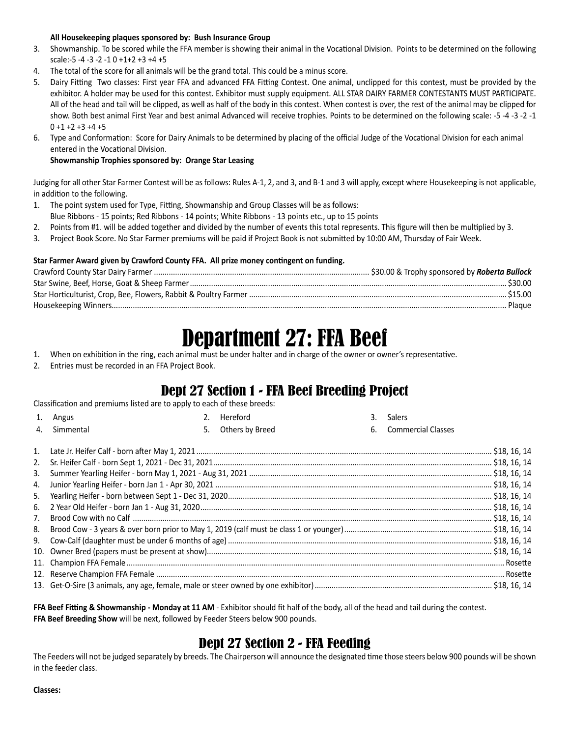**All Housekeeping plaques sponsored by: Bush Insurance Group**

3. Showmanship. To be scored while the FFA member is showing their animal in the Vocational Division. Points to be determined on the following scale:-5 -4 -3 -2 -1 0 +1+2 +3 +4 +5
4. The total of the score for all animals will be the grand total. This could be a minus score.
5. Dairy Fitting Two classes: First year FFA and advanced FFA Fitting Contest. One animal, unclipped for this contest, must be provided by the exhibitor. A holder may be used for this contest. Exhibitor must supply equipment. ALL STAR DAIRY FARMER CONTESTANTS MUST PARTICIPATE. All of the head and tail will be clipped, as well as half of the body in this contest. When contest is over, the rest of the animal may be clipped for show. Both best animal First Year and best animal Advanced will receive trophies. Points to be determined on the following scale: -5 -4 -3 -2 -1 0 +1 +2 +3 +4 +5
6. Type and Conformation: Score for Dairy Animals to be determined by placing of the official Judge of the Vocational Division for each animal entered in the Vocational Division.

   **Showmanship Trophies sponsored by: Orange Star Leasing**

Judging for all other Star Farmer Contest will be as follows: Rules A-1, 2, and 3, and B-1 and 3 will apply, except where Housekeeping is not applicable, in addition to the following.

1. The point system used for Type, Fitting, Showmanship and Group Classes will be as follows:
   Blue Ribbons - 15 points; Red Ribbons - 14 points; White Ribbons - 13 points etc., up to 15 points
2. Points from #1. will be added together and divided by the number of events this total represents. This figure will then be multiplied by 3.
3. Project Book Score. No Star Farmer premiums will be paid if Project Book is not submitted by 10:00 AM, Thursday of Fair Week.

**Star Farmer Award given by Crawford County FFA. All prize money contingent on funding.**

Crawford County Star Dairy Farmer ........ $30.00 & Trophy sponsored by ***Roberta Bullock***
Star Swine, Beef, Horse, Goat & Sheep Farmer ........ $30.00
Star Horticulturist, Crop, Bee, Flowers, Rabbit & Poultry Farmer ........ $15.00
Housekeeping Winners........ Plaque

# Department 27: FFA Beef

1. When on exhibition in the ring, each animal must be under halter and in charge of the owner or owner's representative.
2. Entries must be recorded in an FFA Project Book.

## Dept 27 Section 1 - FFA Beef Breeding Project

Classification and premiums listed are to apply to each of these breeds:

1. Angus
2. Hereford
3. Salers
4. Simmental
5. Others by Breed
6. Commercial Classes

1. Late Jr. Heifer Calf - born after May 1, 2021 ........ $18, 16, 14
2. Sr. Heifer Calf - born Sept 1, 2021 - Dec 31, 2021........ $18, 16, 14
3. Summer Yearling Heifer - born May 1, 2021 - Aug 31, 2021 ........ $18, 16, 14
4. Junior Yearling Heifer - born Jan 1 - Apr 30, 2021 ........ $18, 16, 14
5. Yearling Heifer - born between Sept 1 - Dec 31, 2020........ $18, 16, 14
6. 2 Year Old Heifer - born Jan 1 - Aug 31, 2020........ $18, 16, 14
7. Brood Cow with no Calf ........ $18, 16, 14
8. Brood Cow - 3 years & over born prior to May 1, 2019 (calf must be class 1 or younger)........ $18, 16, 14
9. Cow-Calf (daughter must be under 6 months of age) ........ $18, 16, 14
10. Owner Bred (papers must be present at show)........ $18, 16, 14
11. Champion FFA Female........ Rosette
12. Reserve Champion FFA Female ........ Rosette
13. Get-O-Sire (3 animals, any age, female, male or steer owned by one exhibitor)........ $18, 16, 14

**FFA Beef Fitting & Showmanship - Monday at 11 AM** - Exhibitor should fit half of the body, all of the head and tail during the contest.
**FFA Beef Breeding Show** will be next, followed by Feeder Steers below 900 pounds.

## Dept 27 Section 2 - FFA Feeding

The Feeders will not be judged separately by breeds. The Chairperson will announce the designated time those steers below 900 pounds will be shown in the feeder class.

**Classes:**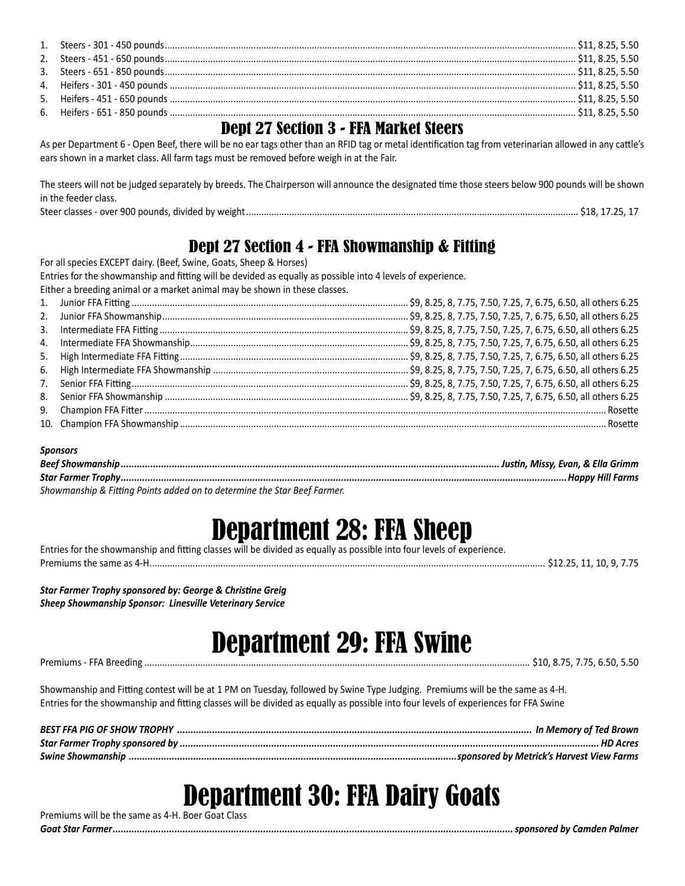1. Steers - 301 - 450 pounds ... $11, 8.25, 5.50
2. Steers - 451 - 650 pounds ... $11, 8.25, 5.50
3. Steers - 651 - 850 pounds ... $11, 8.25, 5.50
4. Heifers - 301 - 450 pounds ... $11, 8.25, 5.50
5. Heifers - 451 - 650 pounds ... $11, 8.25, 5.50
6. Heifers - 651 - 850 pounds ... $11, 8.25, 5.50

## Dept 27 Section 3 - FFA Market Steers

As per Department 6 - Open Beef, there will be no ear tags other than an RFID tag or metal identification tag from veterinarian allowed in any cattle's ears shown in a market class. All farm tags must be removed before weigh in at the Fair.

The steers will not be judged separately by breeds. The Chairperson will announce the designated time those steers below 900 pounds will be shown in the feeder class.

Steer classes - over 900 pounds, divided by weight ... $18, 17.25, 17

## Dept 27 Section 4 - FFA Showmanship & Fitting

For all species EXCEPT dairy. (Beef, Swine, Goats, Sheep & Horses)
Entries for the showmanship and fitting will be devided as equally as possible into 4 levels of experience.
Either a breeding animal or a market animal may be shown in these classes.

1. Junior FFA Fitting ... $9, 8.25, 8, 7.75, 7.50, 7.25, 7, 6.75, 6.50, all others 6.25
2. Junior FFA Showmanship ... $9, 8.25, 8, 7.75, 7.50, 7.25, 7, 6.75, 6.50, all others 6.25
3. Intermediate FFA Fitting ... $9, 8.25, 8, 7.75, 7.50, 7.25, 7, 6.75, 6.50, all others 6.25
4. Intermediate FFA Showmanship ... $9, 8.25, 8, 7.75, 7.50, 7.25, 7, 6.75, 6.50, all others 6.25
5. High Intermediate FFA Fitting ... $9, 8.25, 8, 7.75, 7.50, 7.25, 7, 6.75, 6.50, all others 6.25
6. High Intermediate FFA Showmanship ... $9, 8.25, 8, 7.75, 7.50, 7.25, 7, 6.75, 6.50, all others 6.25
7. Senior FFA Fitting ... $9, 8.25, 8, 7.75, 7.50, 7.25, 7, 6.75, 6.50, all others 6.25
8. Senior FFA Showmanship ... $9, 8.25, 8, 7.75, 7.50, 7.25, 7, 6.75, 6.50, all others 6.25
9. Champion FFA Fitter ... Rosette
10. Champion FFA Showmanship ... Rosette

***Sponsors***
***Beef Showmanship ... Justin, Missy, Evan, & Ella Grimm***
***Star Farmer Trophy ... Happy Hill Farms***
*Showmanship & Fitting Points added on to determine the Star Beef Farmer.*

# Department 28: FFA Sheep

Entries for the showmanship and fitting classes will be divided as equally as possible into four levels of experience.
Premiums the same as 4-H ... $12.25, 11, 10, 9, 7.75

***Star Farmer Trophy sponsored by: George & Christine Greig***
***Sheep Showmanship Sponsor: Linesville Veterinary Service***

# Department 29: FFA Swine

Premiums - FFA Breeding ... $10, 8.75, 7.75, 6.50, 5.50

Showmanship and Fitting contest will be at 1 PM on Tuesday, followed by Swine Type Judging. Premiums will be the same as 4-H.
Entries for the showmanship and fitting classes will be divided as equally as possible into four levels of experiences for FFA Swine

***BEST FFA PIG OF SHOW TROPHY ... In Memory of Ted Brown***
***Star Farmer Trophy sponsored by ... HD Acres***
***Swine Showmanship ... sponsored by Metrick's Harvest View Farms***

# Department 30: FFA Dairy Goats

Premiums will be the same as 4-H. Boer Goat Class
***Goat Star Farmer ... sponsored by Camden Palmer***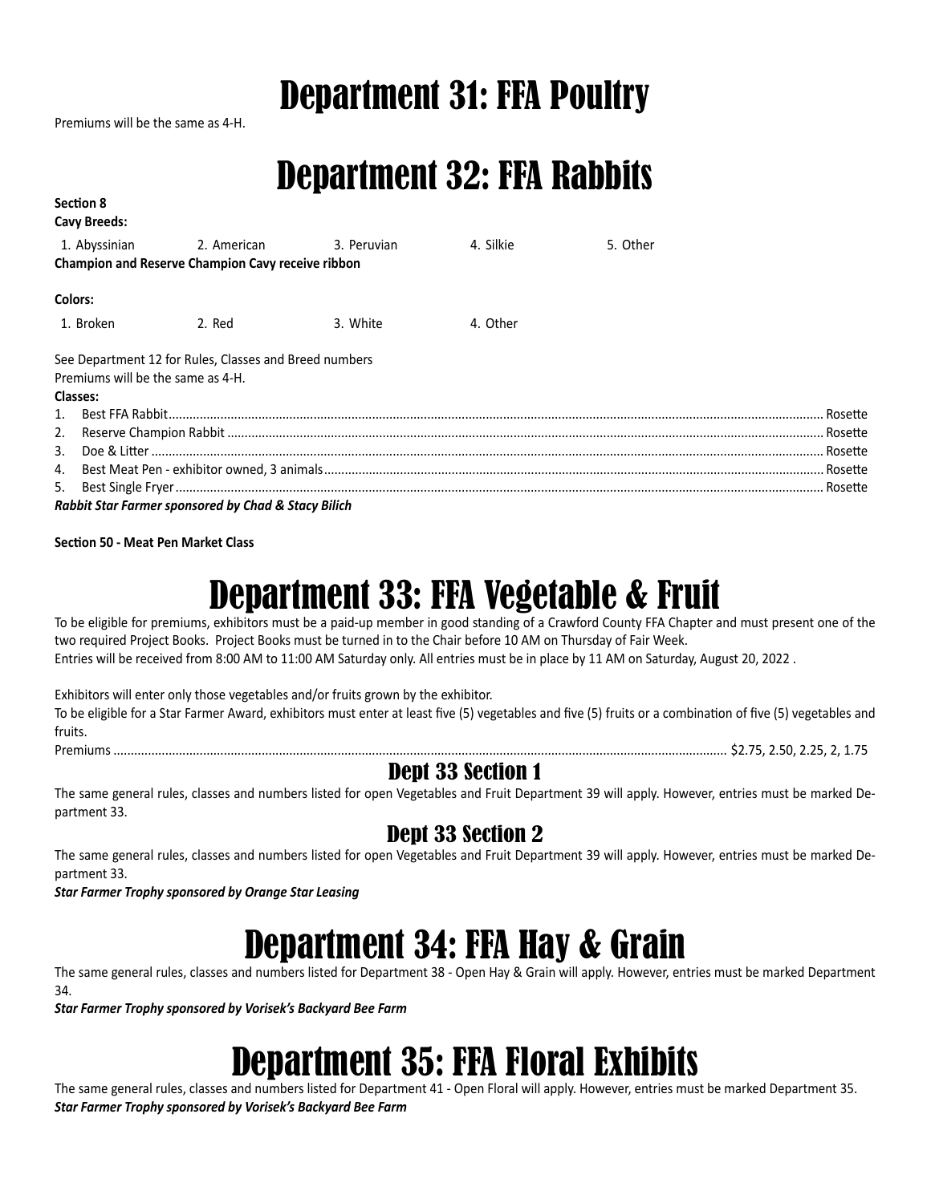# Department 31: FFA Poultry

Premiums will be the same as 4-H.

# Department 32: FFA Rabbits

**Section 8**

**Cavy Breeds:**

1. Abyssinian 2. American 3. Peruvian 4. Silkie 5. Other

**Champion and Reserve Champion Cavy receive ribbon**

**Colors:**

1. Broken 2. Red 3. White 4. Other

See Department 12 for Rules, Classes and Breed numbers

Premiums will be the same as 4-H.

**Classes:**

1. Best FFA Rabbit.......... Rosette
2. Reserve Champion Rabbit.......... Rosette
3. Doe & Litter.......... Rosette
4. Best Meat Pen - exhibitor owned, 3 animals.......... Rosette
5. Best Single Fryer.......... Rosette

***Rabbit Star Farmer sponsored by Chad & Stacy Bilich***

**Section 50 - Meat Pen Market Class**

# Department 33: FFA Vegetable & Fruit

To be eligible for premiums, exhibitors must be a paid-up member in good standing of a Crawford County FFA Chapter and must present one of the two required Project Books. Project Books must be turned in to the Chair before 10 AM on Thursday of Fair Week.

Entries will be received from 8:00 AM to 11:00 AM Saturday only. All entries must be in place by 11 AM on Saturday, August 20, 2022 .

Exhibitors will enter only those vegetables and/or fruits grown by the exhibitor.

To be eligible for a Star Farmer Award, exhibitors must enter at least five (5) vegetables and five (5) fruits or a combination of five (5) vegetables and fruits.

Premiums.......... $2.75, 2.50, 2.25, 2, 1.75

## Dept 33 Section 1

The same general rules, classes and numbers listed for open Vegetables and Fruit Department 39 will apply. However, entries must be marked Department 33.

## Dept 33 Section 2

The same general rules, classes and numbers listed for open Vegetables and Fruit Department 39 will apply. However, entries must be marked Department 33.

***Star Farmer Trophy sponsored by Orange Star Leasing***

# Department 34: FFA Hay & Grain

The same general rules, classes and numbers listed for Department 38 - Open Hay & Grain will apply. However, entries must be marked Department 34.

***Star Farmer Trophy sponsored by Vorisek's Backyard Bee Farm***

# Department 35: FFA Floral Exhibits

The same general rules, classes and numbers listed for Department 41 - Open Floral will apply. However, entries must be marked Department 35.

***Star Farmer Trophy sponsored by Vorisek's Backyard Bee Farm***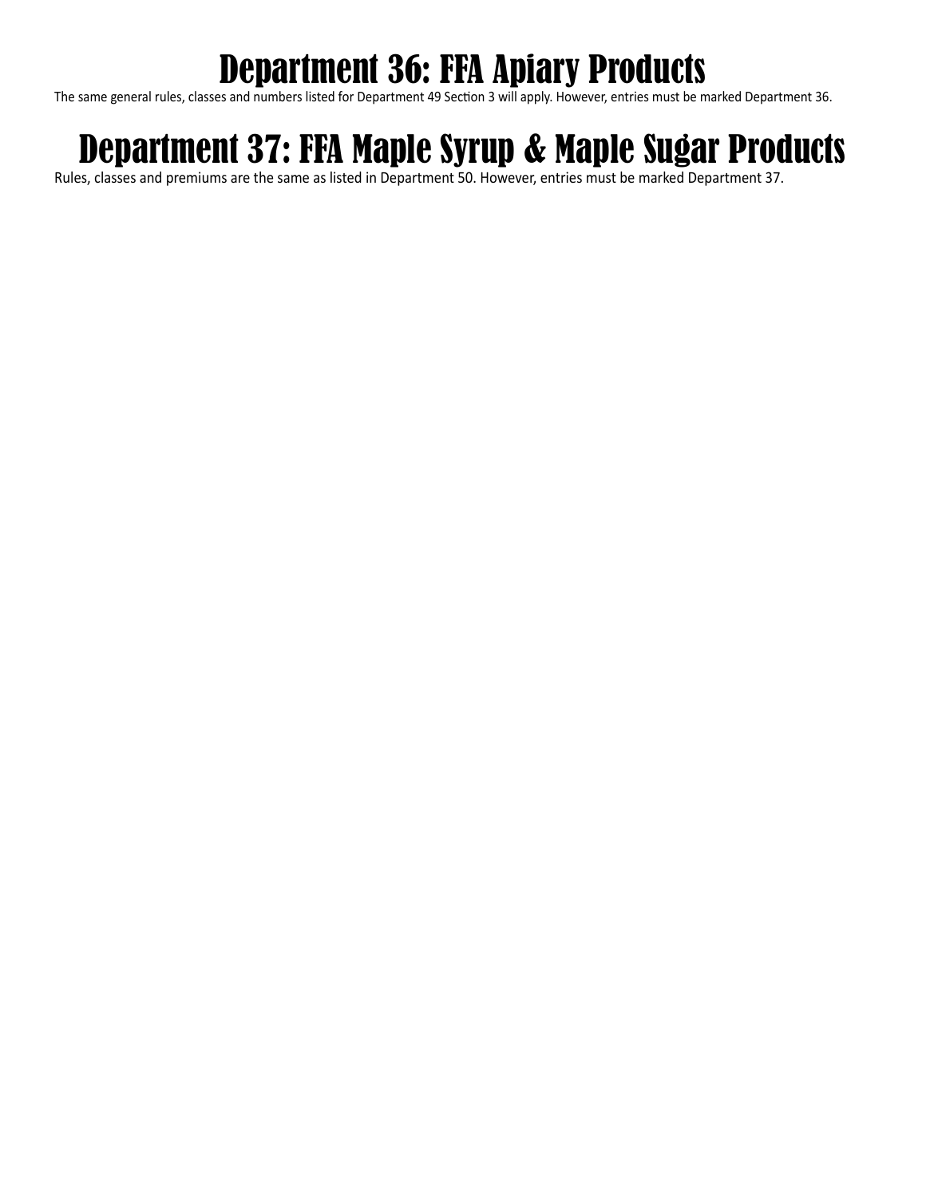# Department 36: FFA Apiary Products

The same general rules, classes and numbers listed for Department 49 Section 3 will apply. However, entries must be marked Department 36.

# Department 37: FFA Maple Syrup & Maple Sugar Products

Rules, classes and premiums are the same as listed in Department 50. However, entries must be marked Department 37.